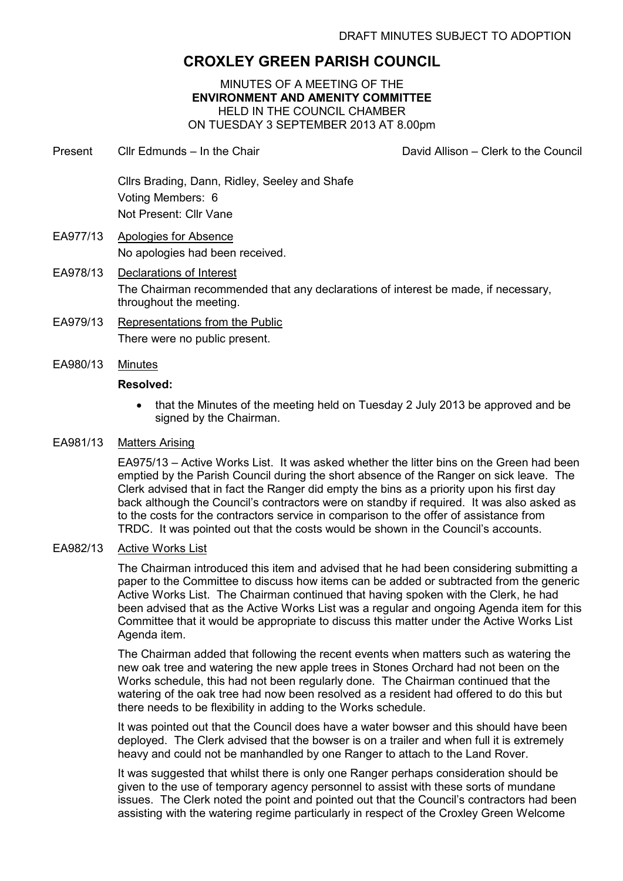DRAFT MINUTES SUBJECT TO ADOPTION

# CROXLEY GREEN PARISH COUNCIL

MINUTES OF A MEETING OF THE
**ENVIRONMENT AND AMENITY COMMITTEE**
HELD IN THE COUNCIL CHAMBER
ON TUESDAY 3 SEPTEMBER 2013 AT 8.00pm

Present Cllr Edmunds – In the Chair David Allison – Clerk to the Council

Cllrs Brading, Dann, Ridley, Seeley and Shafe
Voting Members: 6
Not Present: Cllr Vane

EA977/13 Apologies for Absence

No apologies had been received.

EA978/13 Declarations of Interest

The Chairman recommended that any declarations of interest be made, if necessary, throughout the meeting.

EA979/13 Representations from the Public

There were no public present.

EA980/13 Minutes

**Resolved:**

- that the Minutes of the meeting held on Tuesday 2 July 2013 be approved and be signed by the Chairman.

EA981/13 Matters Arising

EA975/13 – Active Works List. It was asked whether the litter bins on the Green had been emptied by the Parish Council during the short absence of the Ranger on sick leave. The Clerk advised that in fact the Ranger did empty the bins as a priority upon his first day back although the Council's contractors were on standby if required. It was also asked as to the costs for the contractors service in comparison to the offer of assistance from TRDC. It was pointed out that the costs would be shown in the Council's accounts.

EA982/13 Active Works List

The Chairman introduced this item and advised that he had been considering submitting a paper to the Committee to discuss how items can be added or subtracted from the generic Active Works List. The Chairman continued that having spoken with the Clerk, he had been advised that as the Active Works List was a regular and ongoing Agenda item for this Committee that it would be appropriate to discuss this matter under the Active Works List Agenda item.

The Chairman added that following the recent events when matters such as watering the new oak tree and watering the new apple trees in Stones Orchard had not been on the Works schedule, this had not been regularly done. The Chairman continued that the watering of the oak tree had now been resolved as a resident had offered to do this but there needs to be flexibility in adding to the Works schedule.

It was pointed out that the Council does have a water bowser and this should have been deployed. The Clerk advised that the bowser is on a trailer and when full it is extremely heavy and could not be manhandled by one Ranger to attach to the Land Rover.

It was suggested that whilst there is only one Ranger perhaps consideration should be given to the use of temporary agency personnel to assist with these sorts of mundane issues. The Clerk noted the point and pointed out that the Council's contractors had been assisting with the watering regime particularly in respect of the Croxley Green Welcome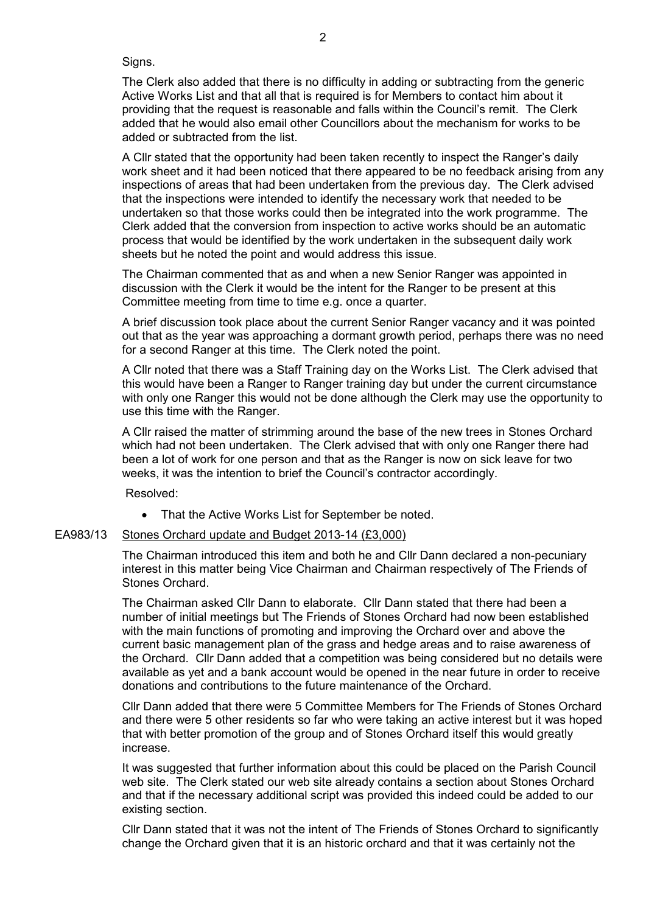Signs.

The Clerk also added that there is no difficulty in adding or subtracting from the generic Active Works List and that all that is required is for Members to contact him about it providing that the request is reasonable and falls within the Council's remit. The Clerk added that he would also email other Councillors about the mechanism for works to be added or subtracted from the list.

A Cllr stated that the opportunity had been taken recently to inspect the Ranger's daily work sheet and it had been noticed that there appeared to be no feedback arising from any inspections of areas that had been undertaken from the previous day. The Clerk advised that the inspections were intended to identify the necessary work that needed to be undertaken so that those works could then be integrated into the work programme. The Clerk added that the conversion from inspection to active works should be an automatic process that would be identified by the work undertaken in the subsequent daily work sheets but he noted the point and would address this issue.

The Chairman commented that as and when a new Senior Ranger was appointed in discussion with the Clerk it would be the intent for the Ranger to be present at this Committee meeting from time to time e.g. once a quarter.

A brief discussion took place about the current Senior Ranger vacancy and it was pointed out that as the year was approaching a dormant growth period, perhaps there was no need for a second Ranger at this time. The Clerk noted the point.

A Cllr noted that there was a Staff Training day on the Works List. The Clerk advised that this would have been a Ranger to Ranger training day but under the current circumstance with only one Ranger this would not be done although the Clerk may use the opportunity to use this time with the Ranger.

A Cllr raised the matter of strimming around the base of the new trees in Stones Orchard which had not been undertaken. The Clerk advised that with only one Ranger there had been a lot of work for one person and that as the Ranger is now on sick leave for two weeks, it was the intention to brief the Council's contractor accordingly.

Resolved:

- That the Active Works List for September be noted.

EA983/13 Stones Orchard update and Budget 2013-14 (£3,000)

The Chairman introduced this item and both he and Cllr Dann declared a non-pecuniary interest in this matter being Vice Chairman and Chairman respectively of The Friends of Stones Orchard.

The Chairman asked Cllr Dann to elaborate. Cllr Dann stated that there had been a number of initial meetings but The Friends of Stones Orchard had now been established with the main functions of promoting and improving the Orchard over and above the current basic management plan of the grass and hedge areas and to raise awareness of the Orchard. Cllr Dann added that a competition was being considered but no details were available as yet and a bank account would be opened in the near future in order to receive donations and contributions to the future maintenance of the Orchard.

Cllr Dann added that there were 5 Committee Members for The Friends of Stones Orchard and there were 5 other residents so far who were taking an active interest but it was hoped that with better promotion of the group and of Stones Orchard itself this would greatly increase.

It was suggested that further information about this could be placed on the Parish Council web site. The Clerk stated our web site already contains a section about Stones Orchard and that if the necessary additional script was provided this indeed could be added to our existing section.

Cllr Dann stated that it was not the intent of The Friends of Stones Orchard to significantly change the Orchard given that it is an historic orchard and that it was certainly not the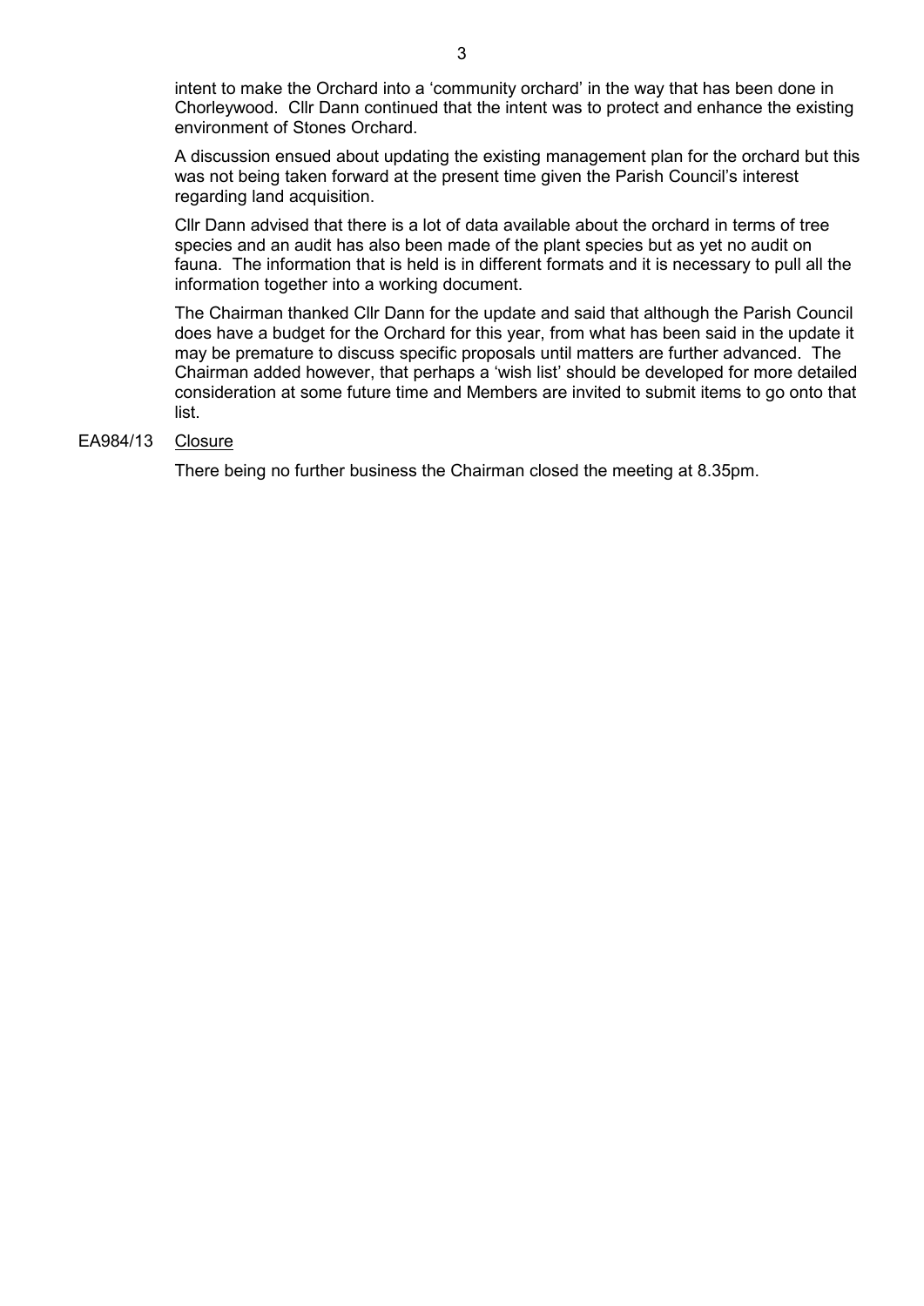intent to make the Orchard into a 'community orchard' in the way that has been done in Chorleywood. Cllr Dann continued that the intent was to protect and enhance the existing environment of Stones Orchard.

A discussion ensued about updating the existing management plan for the orchard but this was not being taken forward at the present time given the Parish Council's interest regarding land acquisition.

Cllr Dann advised that there is a lot of data available about the orchard in terms of tree species and an audit has also been made of the plant species but as yet no audit on fauna. The information that is held is in different formats and it is necessary to pull all the information together into a working document.

The Chairman thanked Cllr Dann for the update and said that although the Parish Council does have a budget for the Orchard for this year, from what has been said in the update it may be premature to discuss specific proposals until matters are further advanced. The Chairman added however, that perhaps a 'wish list' should be developed for more detailed consideration at some future time and Members are invited to submit items to go onto that list.

EA984/13 Closure

There being no further business the Chairman closed the meeting at 8.35pm.